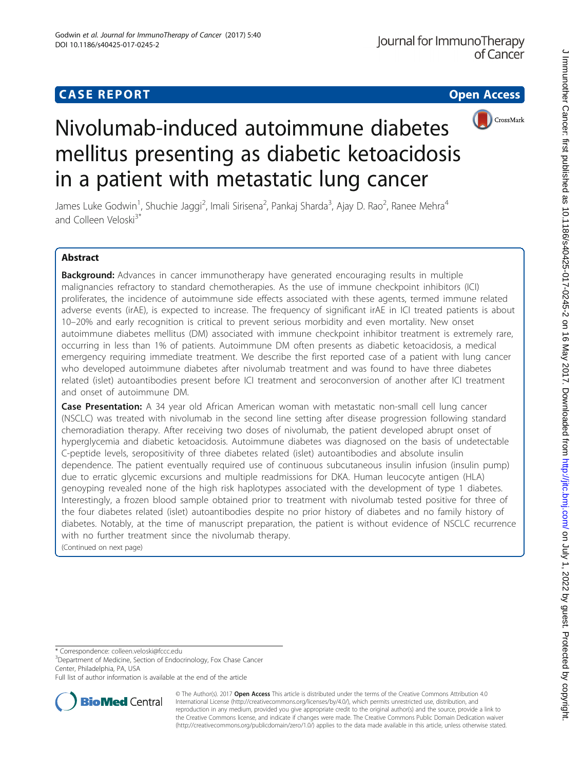# CASE REPORT

# Nivolumab-induced autoimmune diabetes mellitus presenting as diabetic ketoacidosis in a patient with metastatic lung cancer

James Luke Godwin[1], Shuchie Jaggi[2], Imali Sirisena[2], Pankaj Sharda[3], Ajay D. Rao[2], Ranee Mehra[4] and Colleen Veloski[3*]

## Abstract

**Background:** Advances in cancer immunotherapy have generated encouraging results in multiple malignancies refractory to standard chemotherapies. As the use of immune checkpoint inhibitors (ICI) proliferates, the incidence of autoimmune side effects associated with these agents, termed immune related adverse events (irAE), is expected to increase. The frequency of significant irAE in ICI treated patients is about 10–20% and early recognition is critical to prevent serious morbidity and even mortality. New onset autoimmune diabetes mellitus (DM) associated with immune checkpoint inhibitor treatment is extremely rare, occurring in less than 1% of patients. Autoimmune DM often presents as diabetic ketoacidosis, a medical emergency requiring immediate treatment. We describe the first reported case of a patient with lung cancer who developed autoimmune diabetes after nivolumab treatment and was found to have three diabetes related (islet) autoantibodies present before ICI treatment and seroconversion of another after ICI treatment and onset of autoimmune DM.

**Case Presentation:** A 34 year old African American woman with metastatic non-small cell lung cancer (NSCLC) was treated with nivolumab in the second line setting after disease progression following standard chemoradiation therapy. After receiving two doses of nivolumab, the patient developed abrupt onset of hyperglycemia and diabetic ketoacidosis. Autoimmune diabetes was diagnosed on the basis of undetectable C-peptide levels, seropositivity of three diabetes related (islet) autoantibodies and absolute insulin dependence. The patient eventually required use of continuous subcutaneous insulin infusion (insulin pump) due to erratic glycemic excursions and multiple readmissions for DKA. Human leucocyte antigen (HLA) genoyping revealed none of the high risk haplotypes associated with the development of type 1 diabetes. Interestingly, a frozen blood sample obtained prior to treatment with nivolumab tested positive for three of the four diabetes related (islet) autoantibodies despite no prior history of diabetes and no family history of diabetes. Notably, at the time of manuscript preparation, the patient is without evidence of NSCLC recurrence with no further treatment since the nivolumab therapy.

(Continued on next page)

\* Correspondence: colleen.veloski@fccc.edu

[3]Department of Medicine, Section of Endocrinology, Fox Chase Cancer Center, Philadelphia, PA, USA

Full list of author information is available at the end of the article

© The Author(s). 2017 **Open Access** This article is distributed under the terms of the Creative Commons Attribution 4.0 International License (http://creativecommons.org/licenses/by/4.0/), which permits unrestricted use, distribution, and reproduction in any medium, provided you give appropriate credit to the original author(s) and the source, provide a link to the Creative Commons license, and indicate if changes were made. The Creative Commons Public Domain Dedication waiver (http://creativecommons.org/publicdomain/zero/1.0/) applies to the data made available in this article, unless otherwise stated.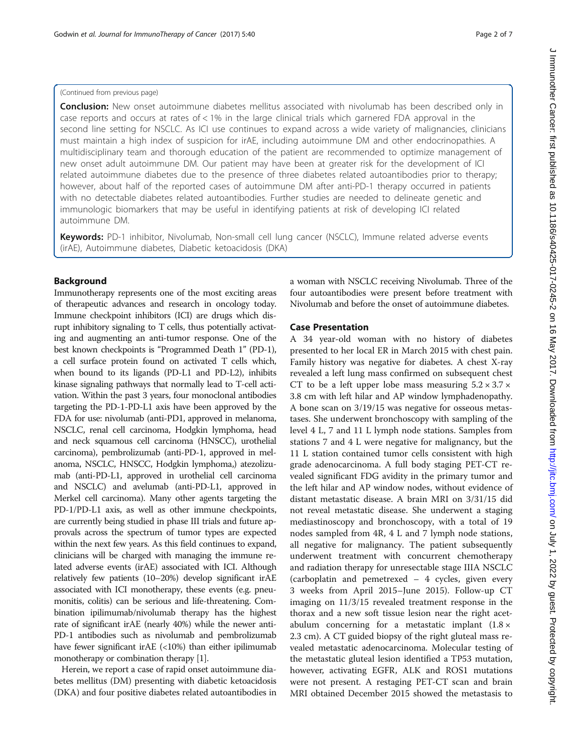(Continued from previous page)

**Conclusion:** New onset autoimmune diabetes mellitus associated with nivolumab has been described only in case reports and occurs at rates of < 1% in the large clinical trials which garnered FDA approval in the second line setting for NSCLC. As ICI use continues to expand across a wide variety of malignancies, clinicians must maintain a high index of suspicion for irAE, including autoimmune DM and other endocrinopathies. A multidisciplinary team and thorough education of the patient are recommended to optimize management of new onset adult autoimmune DM. Our patient may have been at greater risk for the development of ICI related autoimmune diabetes due to the presence of three diabetes related autoantibodies prior to therapy; however, about half of the reported cases of autoimmune DM after anti-PD-1 therapy occurred in patients with no detectable diabetes related autoantibodies. Further studies are needed to delineate genetic and immunologic biomarkers that may be useful in identifying patients at risk of developing ICI related autoimmune DM.

**Keywords:** PD-1 inhibitor, Nivolumab, Non-small cell lung cancer (NSCLC), Immune related adverse events (irAE), Autoimmune diabetes, Diabetic ketoacidosis (DKA)

## Background

Immunotherapy represents one of the most exciting areas of therapeutic advances and research in oncology today. Immune checkpoint inhibitors (ICI) are drugs which disrupt inhibitory signaling to T cells, thus potentially activating and augmenting an anti-tumor response. One of the best known checkpoints is "Programmed Death 1" (PD-1), a cell surface protein found on activated T cells which, when bound to its ligands (PD-L1 and PD-L2), inhibits kinase signaling pathways that normally lead to T-cell activation. Within the past 3 years, four monoclonal antibodies targeting the PD-1-PD-L1 axis have been approved by the FDA for use: nivolumab (anti-PD1, approved in melanoma, NSCLC, renal cell carcinoma, Hodgkin lymphoma, head and neck squamous cell carcinoma (HNSCC), urothelial carcinoma), pembrolizumab (anti-PD-1, approved in melanoma, NSCLC, HNSCC, Hodgkin lymphoma,) atezolizumab (anti-PD-L1, approved in urothelial cell carcinoma and NSCLC) and avelumab (anti-PD-L1, approved in Merkel cell carcinoma). Many other agents targeting the PD-1/PD-L1 axis, as well as other immune checkpoints, are currently being studied in phase III trials and future approvals across the spectrum of tumor types are expected within the next few years. As this field continues to expand, clinicians will be charged with managing the immune related adverse events (irAE) associated with ICI. Although relatively few patients (10–20%) develop significant irAE associated with ICI monotherapy, these events (e.g. pneumonitis, colitis) can be serious and life-threatening. Combination ipilimumab/nivolumab therapy has the highest rate of significant irAE (nearly 40%) while the newer anti-PD-1 antibodies such as nivolumab and pembrolizumab have fewer significant irAE (<10%) than either ipilimumab monotherapy or combination therapy [1].

Herein, we report a case of rapid onset autoimmune diabetes mellitus (DM) presenting with diabetic ketoacidosis (DKA) and four positive diabetes related autoantibodies in a woman with NSCLC receiving Nivolumab. Three of the four autoantibodies were present before treatment with Nivolumab and before the onset of autoimmune diabetes.

## Case Presentation

A 34 year-old woman with no history of diabetes presented to her local ER in March 2015 with chest pain. Family history was negative for diabetes. A chest X-ray revealed a left lung mass confirmed on subsequent chest CT to be a left upper lobe mass measuring 5.2 × 3.7 × 3.8 cm with left hilar and AP window lymphadenopathy. A bone scan on 3/19/15 was negative for osseous metastases. She underwent bronchoscopy with sampling of the level 4 L, 7 and 11 L lymph node stations. Samples from stations 7 and 4 L were negative for malignancy, but the 11 L station contained tumor cells consistent with high grade adenocarcinoma. A full body staging PET-CT revealed significant FDG avidity in the primary tumor and the left hilar and AP window nodes, without evidence of distant metastatic disease. A brain MRI on 3/31/15 did not reveal metastatic disease. She underwent a staging mediastinoscopy and bronchoscopy, with a total of 19 nodes sampled from 4R, 4 L and 7 lymph node stations, all negative for malignancy. The patient subsequently underwent treatment with concurrent chemotherapy and radiation therapy for unresectable stage IIIA NSCLC (carboplatin and pemetrexed – 4 cycles, given every 3 weeks from April 2015–June 2015). Follow-up CT imaging on 11/3/15 revealed treatment response in the thorax and a new soft tissue lesion near the right acetabulum concerning for a metastatic implant (1.8 × 2.3 cm). A CT guided biopsy of the right gluteal mass revealed metastatic adenocarcinoma. Molecular testing of the metastatic gluteal lesion identified a TP53 mutation, however, activating EGFR, ALK and ROS1 mutations were not present. A restaging PET-CT scan and brain MRI obtained December 2015 showed the metastasis to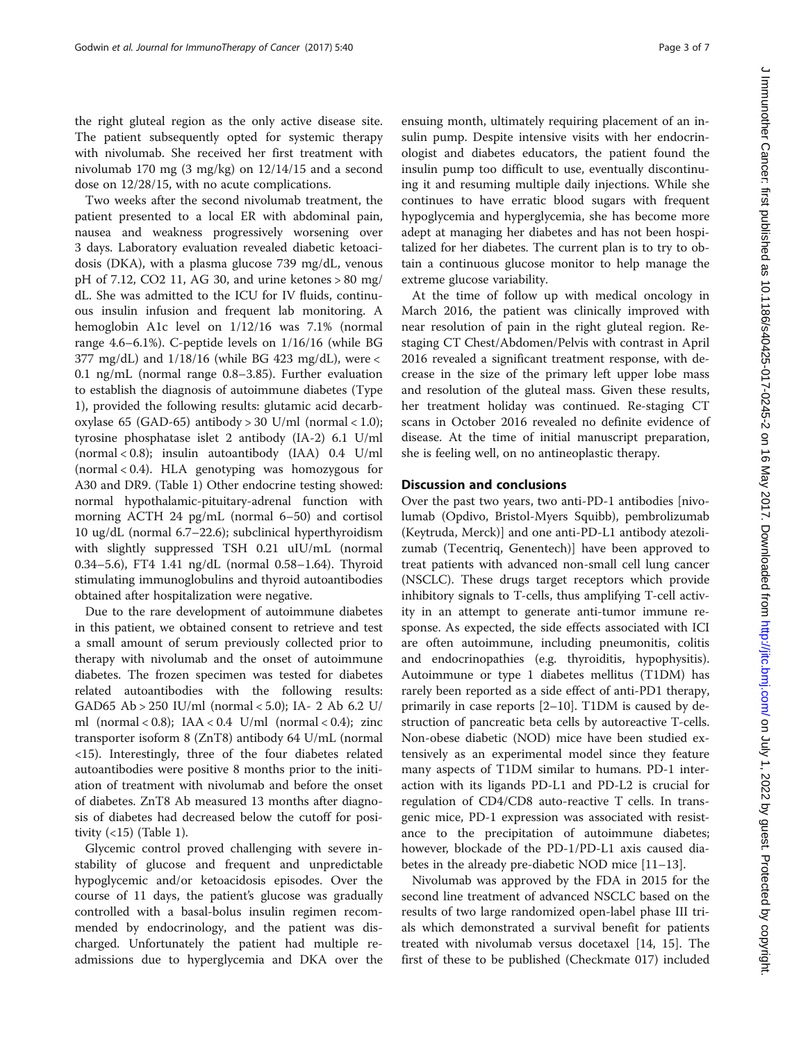the right gluteal region as the only active disease site. The patient subsequently opted for systemic therapy with nivolumab. She received her first treatment with nivolumab 170 mg (3 mg/kg) on 12/14/15 and a second dose on 12/28/15, with no acute complications.

Two weeks after the second nivolumab treatment, the patient presented to a local ER with abdominal pain, nausea and weakness progressively worsening over 3 days. Laboratory evaluation revealed diabetic ketoacidosis (DKA), with a plasma glucose 739 mg/dL, venous pH of 7.12, CO2 11, AG 30, and urine ketones > 80 mg/dL. She was admitted to the ICU for IV fluids, continuous insulin infusion and frequent lab monitoring. A hemoglobin A1c level on 1/12/16 was 7.1% (normal range 4.6–6.1%). C-peptide levels on 1/16/16 (while BG 377 mg/dL) and 1/18/16 (while BG 423 mg/dL), were < 0.1 ng/mL (normal range 0.8–3.85). Further evaluation to establish the diagnosis of autoimmune diabetes (Type 1), provided the following results: glutamic acid decarboxylase 65 (GAD-65) antibody > 30 U/ml (normal < 1.0); tyrosine phosphatase islet 2 antibody (IA-2) 6.1 U/ml (normal < 0.8); insulin autoantibody (IAA) 0.4 U/ml (normal < 0.4). HLA genotyping was homozygous for A30 and DR9. (Table 1) Other endocrine testing showed: normal hypothalamic-pituitary-adrenal function with morning ACTH 24 pg/mL (normal 6–50) and cortisol 10 ug/dL (normal 6.7–22.6); subclinical hyperthyroidism with slightly suppressed TSH 0.21 uIU/mL (normal 0.34–5.6), FT4 1.41 ng/dL (normal 0.58–1.64). Thyroid stimulating immunoglobulins and thyroid autoantibodies obtained after hospitalization were negative.

Due to the rare development of autoimmune diabetes in this patient, we obtained consent to retrieve and test a small amount of serum previously collected prior to therapy with nivolumab and the onset of autoimmune diabetes. The frozen specimen was tested for diabetes related autoantibodies with the following results: GAD65 Ab > 250 IU/ml (normal < 5.0); IA- 2 Ab 6.2 U/ml (normal < 0.8); IAA < 0.4 U/ml (normal < 0.4); zinc transporter isoform 8 (ZnT8) antibody 64 U/mL (normal <15). Interestingly, three of the four diabetes related autoantibodies were positive 8 months prior to the initiation of treatment with nivolumab and before the onset of diabetes. ZnT8 Ab measured 13 months after diagnosis of diabetes had decreased below the cutoff for positivity (<15) (Table 1).

Glycemic control proved challenging with severe instability of glucose and frequent and unpredictable hypoglycemic and/or ketoacidosis episodes. Over the course of 11 days, the patient's glucose was gradually controlled with a basal-bolus insulin regimen recommended by endocrinology, and the patient was discharged. Unfortunately the patient had multiple readmissions due to hyperglycemia and DKA over the ensuing month, ultimately requiring placement of an insulin pump. Despite intensive visits with her endocrinologist and diabetes educators, the patient found the insulin pump too difficult to use, eventually discontinuing it and resuming multiple daily injections. While she continues to have erratic blood sugars with frequent hypoglycemia and hyperglycemia, she has become more adept at managing her diabetes and has not been hospitalized for her diabetes. The current plan is to try to obtain a continuous glucose monitor to help manage the extreme glucose variability.

At the time of follow up with medical oncology in March 2016, the patient was clinically improved with near resolution of pain in the right gluteal region. Restaging CT Chest/Abdomen/Pelvis with contrast in April 2016 revealed a significant treatment response, with decrease in the size of the primary left upper lobe mass and resolution of the gluteal mass. Given these results, her treatment holiday was continued. Re-staging CT scans in October 2016 revealed no definite evidence of disease. At the time of initial manuscript preparation, she is feeling well, on no antineoplastic therapy.

## Discussion and conclusions

Over the past two years, two anti-PD-1 antibodies [nivolumab (Opdivo, Bristol-Myers Squibb), pembrolizumab (Keytruda, Merck)] and one anti-PD-L1 antibody atezolizumab (Tecentriq, Genentech)] have been approved to treat patients with advanced non-small cell lung cancer (NSCLC). These drugs target receptors which provide inhibitory signals to T-cells, thus amplifying T-cell activity in an attempt to generate anti-tumor immune response. As expected, the side effects associated with ICI are often autoimmune, including pneumonitis, colitis and endocrinopathies (e.g. thyroiditis, hypophysitis). Autoimmune or type 1 diabetes mellitus (T1DM) has rarely been reported as a side effect of anti-PD1 therapy, primarily in case reports [2–10]. T1DM is caused by destruction of pancreatic beta cells by autoreactive T-cells. Non-obese diabetic (NOD) mice have been studied extensively as an experimental model since they feature many aspects of T1DM similar to humans. PD-1 interaction with its ligands PD-L1 and PD-L2 is crucial for regulation of CD4/CD8 auto-reactive T cells. In transgenic mice, PD-1 expression was associated with resistance to the precipitation of autoimmune diabetes; however, blockade of the PD-1/PD-L1 axis caused diabetes in the already pre-diabetic NOD mice [11–13].

Nivolumab was approved by the FDA in 2015 for the second line treatment of advanced NSCLC based on the results of two large randomized open-label phase III trials which demonstrated a survival benefit for patients treated with nivolumab versus docetaxel [14, 15]. The first of these to be published (Checkmate 017) included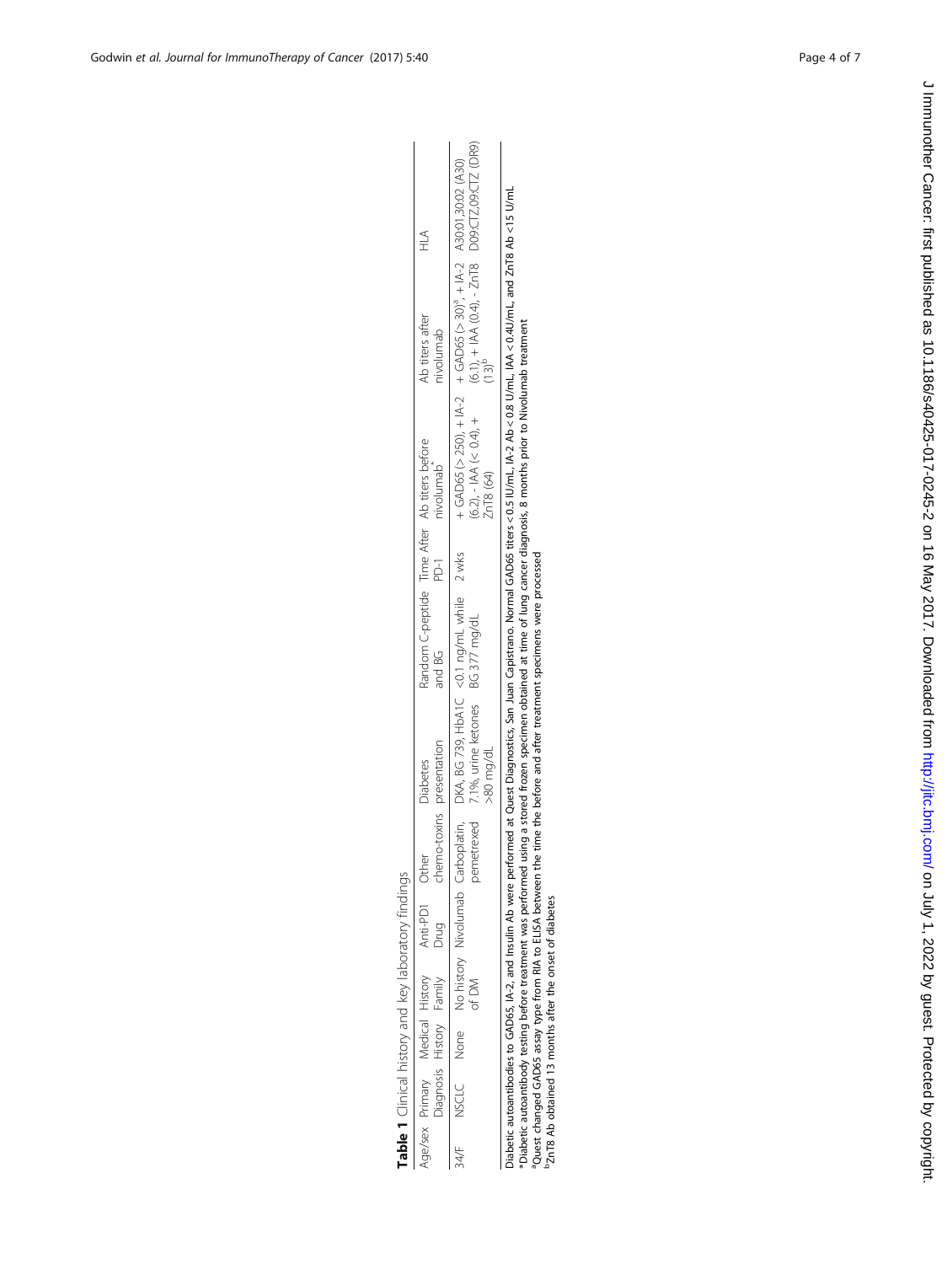**Table 1** Clinical history and key laboratory findings

| Age/sex | Primary Diagnosis | Medical History | History Family | Anti-PD1 Drug | Other chemo-toxins | Diabetes presentation | Random C-peptide and BG | Time After PD-1 | Ab titers before nivolumab* | Ab titers after nivolumab | HLA |
|---|---|---|---|---|---|---|---|---|---|---|---|
| 34/F | NSCLC | None | No history of DM | Nivolumab | Carboplatin, pemetrexed | DKA, BG 739, HbA1C 7.1%, urine ketones >80 mg/dL | <0.1 ng/mL while BG 377 mg/dL | 2 wks | + GAD65 (> 250), + IA-2 (6.2), - IAA (< 0.4), + ZnT8 (64) | + GAD65 (> 30)[a], + IA-2 (6.1), + IAA (0.4), - ZnT8 (13)[b] | A30:01,30:02 (A30) D09:CTZ,09:CTZ (DR9) |

Diabetic autoantibodies to GAD65, IA-2, and Insulin Ab were performed at Quest Diagnostics, San Juan Capistrano. Normal GAD65 titers < 0.5 IU/mL, IA-2 Ab < 0.8 U/mL, IAA < 0.4U/mL, and ZnT8 Ab <15 U/mL

*Diabetic autoantibody testing before treatment was performed using a stored frozen specimen obtained at time of lung cancer diagnosis, 8 months prior to Nivolumab treatment

[a]Quest changed GAD65 assay type from RIA to ELISA between the time the before and after treatment specimens were processed

[b]ZnT8 Ab obtained 13 months after the onset of diabetes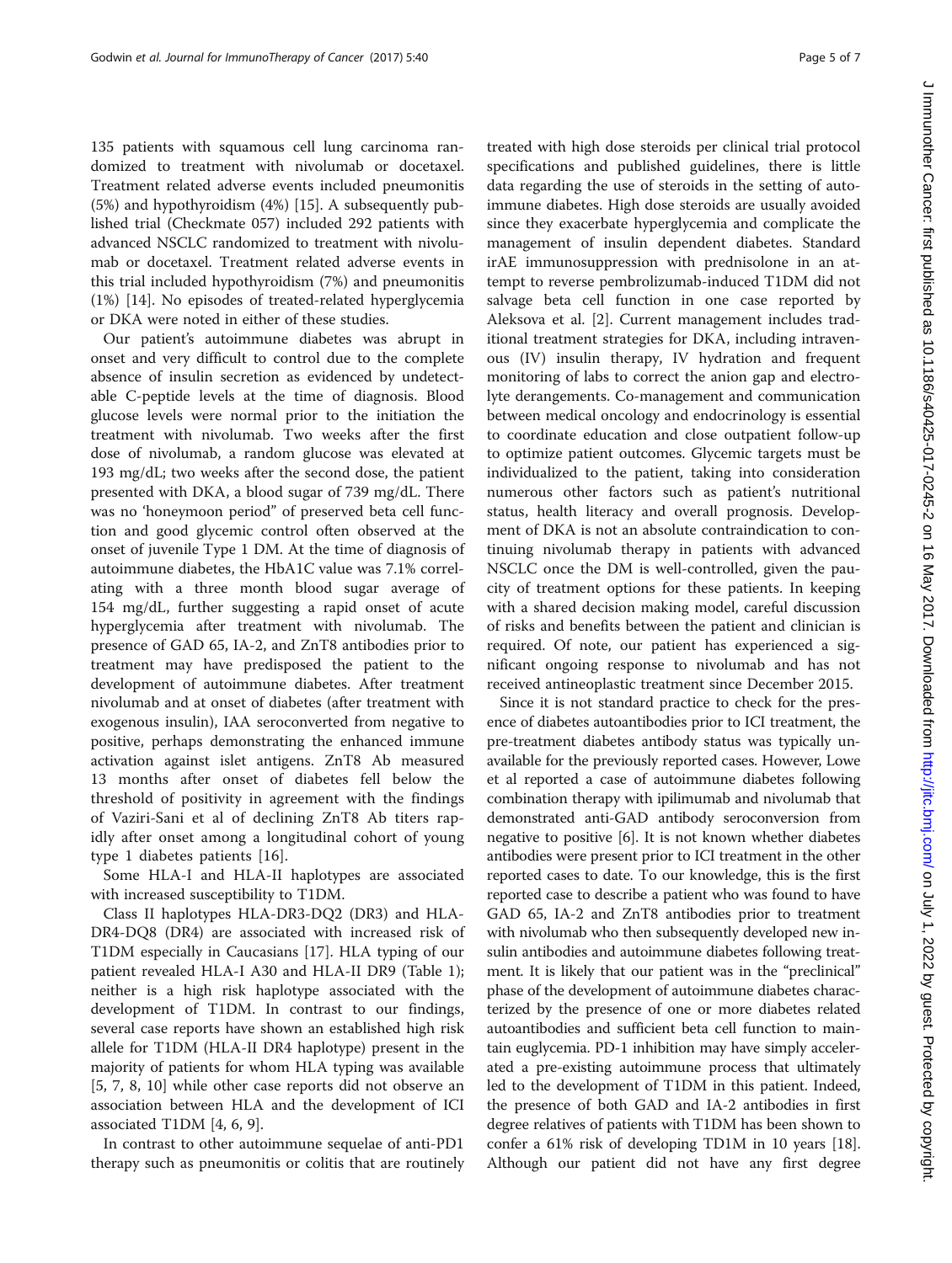135 patients with squamous cell lung carcinoma randomized to treatment with nivolumab or docetaxel. Treatment related adverse events included pneumonitis (5%) and hypothyroidism (4%) [15]. A subsequently published trial (Checkmate 057) included 292 patients with advanced NSCLC randomized to treatment with nivolumab or docetaxel. Treatment related adverse events in this trial included hypothyroidism (7%) and pneumonitis (1%) [14]. No episodes of treated-related hyperglycemia or DKA were noted in either of these studies.

Our patient's autoimmune diabetes was abrupt in onset and very difficult to control due to the complete absence of insulin secretion as evidenced by undetectable C-peptide levels at the time of diagnosis. Blood glucose levels were normal prior to the initiation the treatment with nivolumab. Two weeks after the first dose of nivolumab, a random glucose was elevated at 193 mg/dL; two weeks after the second dose, the patient presented with DKA, a blood sugar of 739 mg/dL. There was no 'honeymoon period" of preserved beta cell function and good glycemic control often observed at the onset of juvenile Type 1 DM. At the time of diagnosis of autoimmune diabetes, the HbA1C value was 7.1% correlating with a three month blood sugar average of 154 mg/dL, further suggesting a rapid onset of acute hyperglycemia after treatment with nivolumab. The presence of GAD 65, IA-2, and ZnT8 antibodies prior to treatment may have predisposed the patient to the development of autoimmune diabetes. After treatment nivolumab and at onset of diabetes (after treatment with exogenous insulin), IAA seroconverted from negative to positive, perhaps demonstrating the enhanced immune activation against islet antigens. ZnT8 Ab measured 13 months after onset of diabetes fell below the threshold of positivity in agreement with the findings of Vaziri-Sani et al of declining ZnT8 Ab titers rapidly after onset among a longitudinal cohort of young type 1 diabetes patients [16].

Some HLA-I and HLA-II haplotypes are associated with increased susceptibility to T1DM.

Class II haplotypes HLA-DR3-DQ2 (DR3) and HLA-DR4-DQ8 (DR4) are associated with increased risk of T1DM especially in Caucasians [17]. HLA typing of our patient revealed HLA-I A30 and HLA-II DR9 (Table 1); neither is a high risk haplotype associated with the development of T1DM. In contrast to our findings, several case reports have shown an established high risk allele for T1DM (HLA-II DR4 haplotype) present in the majority of patients for whom HLA typing was available [5, 7, 8, 10] while other case reports did not observe an association between HLA and the development of ICI associated T1DM [4, 6, 9].

In contrast to other autoimmune sequelae of anti-PD1 therapy such as pneumonitis or colitis that are routinely treated with high dose steroids per clinical trial protocol specifications and published guidelines, there is little data regarding the use of steroids in the setting of autoimmune diabetes. High dose steroids are usually avoided since they exacerbate hyperglycemia and complicate the management of insulin dependent diabetes. Standard irAE immunosuppression with prednisolone in an attempt to reverse pembrolizumab-induced T1DM did not salvage beta cell function in one case reported by Aleksova et al. [2]. Current management includes traditional treatment strategies for DKA, including intravenous (IV) insulin therapy, IV hydration and frequent monitoring of labs to correct the anion gap and electrolyte derangements. Co-management and communication between medical oncology and endocrinology is essential to coordinate education and close outpatient follow-up to optimize patient outcomes. Glycemic targets must be individualized to the patient, taking into consideration numerous other factors such as patient's nutritional status, health literacy and overall prognosis. Development of DKA is not an absolute contraindication to continuing nivolumab therapy in patients with advanced NSCLC once the DM is well-controlled, given the paucity of treatment options for these patients. In keeping with a shared decision making model, careful discussion of risks and benefits between the patient and clinician is required. Of note, our patient has experienced a significant ongoing response to nivolumab and has not received antineoplastic treatment since December 2015.

Since it is not standard practice to check for the presence of diabetes autoantibodies prior to ICI treatment, the pre-treatment diabetes antibody status was typically unavailable for the previously reported cases. However, Lowe et al reported a case of autoimmune diabetes following combination therapy with ipilimumab and nivolumab that demonstrated anti-GAD antibody seroconversion from negative to positive [6]. It is not known whether diabetes antibodies were present prior to ICI treatment in the other reported cases to date. To our knowledge, this is the first reported case to describe a patient who was found to have GAD 65, IA-2 and ZnT8 antibodies prior to treatment with nivolumab who then subsequently developed new insulin antibodies and autoimmune diabetes following treatment. It is likely that our patient was in the "preclinical" phase of the development of autoimmune diabetes characterized by the presence of one or more diabetes related autoantibodies and sufficient beta cell function to maintain euglycemia. PD-1 inhibition may have simply accelerated a pre-existing autoimmune process that ultimately led to the development of T1DM in this patient. Indeed, the presence of both GAD and IA-2 antibodies in first degree relatives of patients with T1DM has been shown to confer a 61% risk of developing TD1M in 10 years [18]. Although our patient did not have any first degree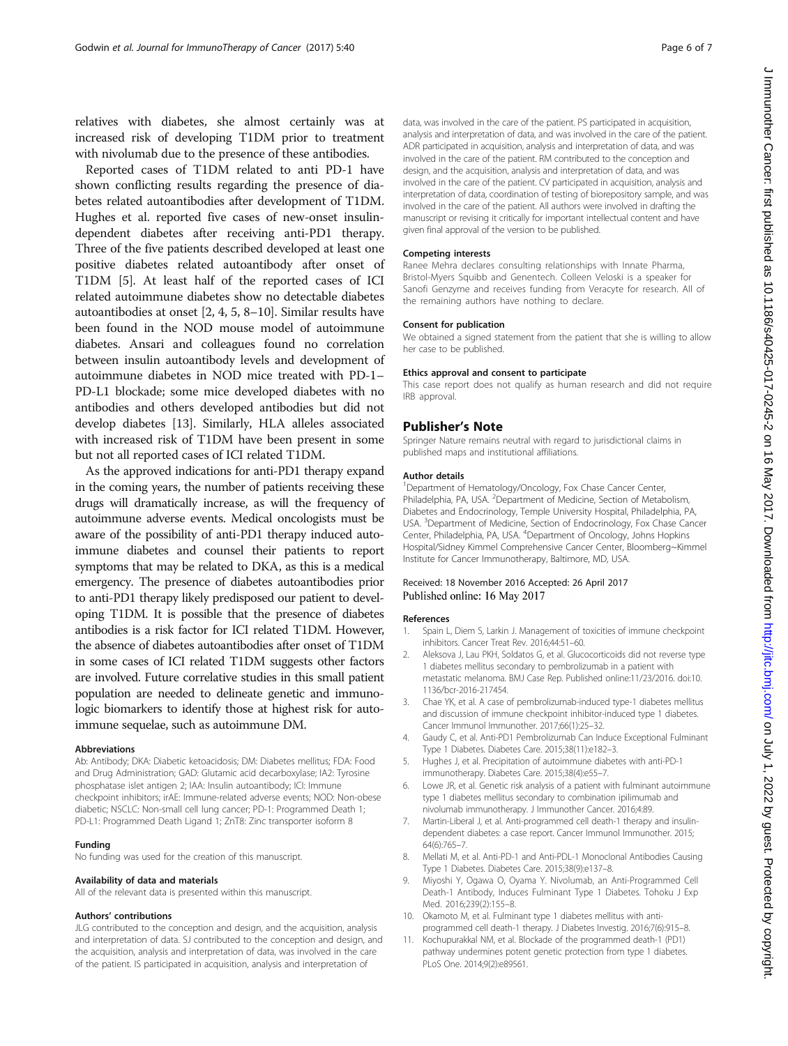relatives with diabetes, she almost certainly was at increased risk of developing T1DM prior to treatment with nivolumab due to the presence of these antibodies.

Reported cases of T1DM related to anti PD-1 have shown conflicting results regarding the presence of diabetes related autoantibodies after development of T1DM. Hughes et al. reported five cases of new-onset insulin-dependent diabetes after receiving anti-PD1 therapy. Three of the five patients described developed at least one positive diabetes related autoantibody after onset of T1DM [5]. At least half of the reported cases of ICI related autoimmune diabetes show no detectable diabetes autoantibodies at onset [2, 4, 5, 8–10]. Similar results have been found in the NOD mouse model of autoimmune diabetes. Ansari and colleagues found no correlation between insulin autoantibody levels and development of autoimmune diabetes in NOD mice treated with PD-1–PD-L1 blockade; some mice developed diabetes with no antibodies and others developed antibodies but did not develop diabetes [13]. Similarly, HLA alleles associated with increased risk of T1DM have been present in some but not all reported cases of ICI related T1DM.

As the approved indications for anti-PD1 therapy expand in the coming years, the number of patients receiving these drugs will dramatically increase, as will the frequency of autoimmune adverse events. Medical oncologists must be aware of the possibility of anti-PD1 therapy induced autoimmune diabetes and counsel their patients to report symptoms that may be related to DKA, as this is a medical emergency. The presence of diabetes autoantibodies prior to anti-PD1 therapy likely predisposed our patient to developing T1DM. It is possible that the presence of diabetes antibodies is a risk factor for ICI related T1DM. However, the absence of diabetes autoantibodies after onset of T1DM in some cases of ICI related T1DM suggests other factors are involved. Future correlative studies in this small patient population are needed to delineate genetic and immunologic biomarkers to identify those at highest risk for autoimmune sequelae, such as autoimmune DM.

#### Abbreviations

Ab: Antibody; DKA: Diabetic ketoacidosis; DM: Diabetes mellitus; FDA: Food and Drug Administration; GAD: Glutamic acid decarboxylase; IA2: Tyrosine phosphatase islet antigen 2; IAA: Insulin autoantibody; ICI: Immune checkpoint inhibitors; irAE: Immune-related adverse events; NOD: Non-obese diabetic; NSCLC: Non-small cell lung cancer; PD-1: Programmed Death 1; PD-L1: Programmed Death Ligand 1; ZnT8: Zinc transporter isoform 8

#### Funding

No funding was used for the creation of this manuscript.

#### Availability of data and materials

All of the relevant data is presented within this manuscript.

#### Authors' contributions

JLG contributed to the conception and design, and the acquisition, analysis and interpretation of data. SJ contributed to the conception and design, and the acquisition, analysis and interpretation of data, was involved in the care of the patient. IS participated in acquisition, analysis and interpretation of data, was involved in the care of the patient. PS participated in acquisition, analysis and interpretation of data, and was involved in the care of the patient. ADR participated in acquisition, analysis and interpretation of data, and was involved in the care of the patient. RM contributed to the conception and design, and the acquisition, analysis and interpretation of data, and was involved in the care of the patient. CV participated in acquisition, analysis and interpretation of data, coordination of testing of biorepository sample, and was involved in the care of the patient. All authors were involved in drafting the manuscript or revising it critically for important intellectual content and have given final approval of the version to be published.

#### Competing interests

Ranee Mehra declares consulting relationships with Innate Pharma, Bristol-Myers Squibb and Genentech. Colleen Veloski is a speaker for Sanofi Genzyme and receives funding from Veracyte for research. All of the remaining authors have nothing to declare.

#### Consent for publication

We obtained a signed statement from the patient that she is willing to allow her case to be published.

#### Ethics approval and consent to participate

This case report does not qualify as human research and did not require IRB approval.

## Publisher's Note

Springer Nature remains neutral with regard to jurisdictional claims in published maps and institutional affiliations.

#### Author details

[1]Department of Hematology/Oncology, Fox Chase Cancer Center, Philadelphia, PA, USA. [2]Department of Medicine, Section of Metabolism, Diabetes and Endocrinology, Temple University Hospital, Philadelphia, PA, USA. [3]Department of Medicine, Section of Endocrinology, Fox Chase Cancer Center, Philadelphia, PA, USA. [4]Department of Oncology, Johns Hopkins Hospital/Sidney Kimmel Comprehensive Cancer Center, Bloomberg~Kimmel Institute for Cancer Immunotherapy, Baltimore, MD, USA.

Received: 18 November 2016 Accepted: 26 April 2017
Published online: 16 May 2017

#### References

1. Spain L, Diem S, Larkin J. Management of toxicities of immune checkpoint inhibitors. Cancer Treat Rev. 2016;44:51–60.
2. Aleksova J, Lau PKH, Soldatos G, et al. Glucocorticoids did not reverse type 1 diabetes mellitus secondary to pembrolizumab in a patient with metastatic melanoma. BMJ Case Rep. Published online:11/23/2016. doi:10.1136/bcr-2016-217454.
3. Chae YK, et al. A case of pembrolizumab-induced type-1 diabetes mellitus and discussion of immune checkpoint inhibitor-induced type 1 diabetes. Cancer Immunol Immunother. 2017;66(1):25–32.
4. Gaudy C, et al. Anti-PD1 Pembrolizumab Can Induce Exceptional Fulminant Type 1 Diabetes. Diabetes Care. 2015;38(11):e182–3.
5. Hughes J, et al. Precipitation of autoimmune diabetes with anti-PD-1 immunotherapy. Diabetes Care. 2015;38(4):e55–7.
6. Lowe JR, et al. Genetic risk analysis of a patient with fulminant autoimmune type 1 diabetes mellitus secondary to combination ipilimumab and nivolumab immunotherapy. J Immunother Cancer. 2016;4:89.
7. Martin-Liberal J, et al. Anti-programmed cell death-1 therapy and insulin-dependent diabetes: a case report. Cancer Immunol Immunother. 2015; 64(6):765–7.
8. Mellati M, et al. Anti-PD-1 and Anti-PDL-1 Monoclonal Antibodies Causing Type 1 Diabetes. Diabetes Care. 2015;38(9):e137–8.
9. Miyoshi Y, Ogawa O, Oyama Y. Nivolumab, an Anti-Programmed Cell Death-1 Antibody, Induces Fulminant Type 1 Diabetes. Tohoku J Exp Med. 2016;239(2):155–8.
10. Okamoto M, et al. Fulminant type 1 diabetes mellitus with anti-programmed cell death-1 therapy. J Diabetes Investig. 2016;7(6):915–8.
11. Kochupurakkal NM, et al. Blockade of the programmed death-1 (PD1) pathway undermines potent genetic protection from type 1 diabetes. PLoS One. 2014;9(2):e89561.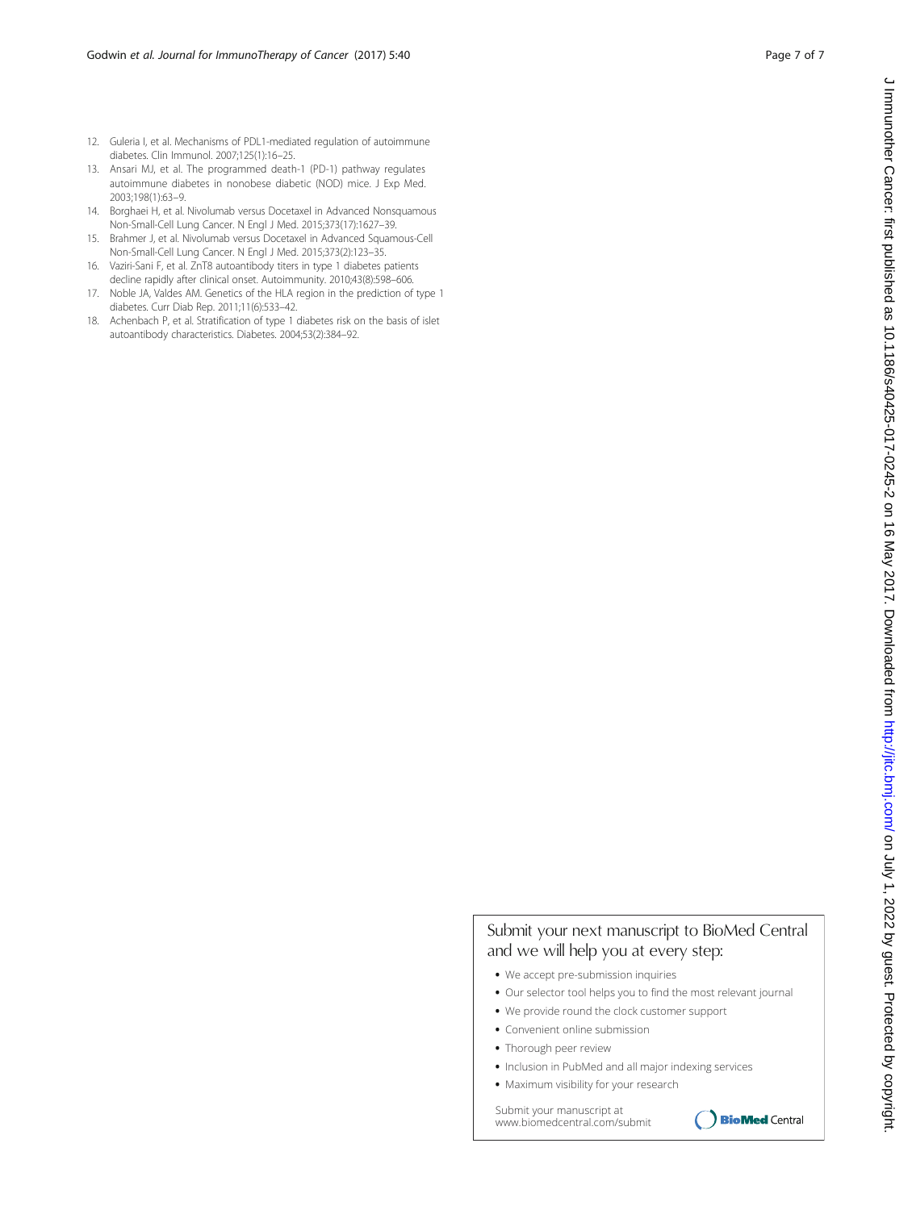12. Guleria I, et al. Mechanisms of PDL1-mediated regulation of autoimmune diabetes. Clin Immunol. 2007;125(1):16–25.
13. Ansari MJ, et al. The programmed death-1 (PD-1) pathway regulates autoimmune diabetes in nonobese diabetic (NOD) mice. J Exp Med. 2003;198(1):63–9.
14. Borghaei H, et al. Nivolumab versus Docetaxel in Advanced Nonsquamous Non-Small-Cell Lung Cancer. N Engl J Med. 2015;373(17):1627–39.
15. Brahmer J, et al. Nivolumab versus Docetaxel in Advanced Squamous-Cell Non-Small-Cell Lung Cancer. N Engl J Med. 2015;373(2):123–35.
16. Vaziri-Sani F, et al. ZnT8 autoantibody titers in type 1 diabetes patients decline rapidly after clinical onset. Autoimmunity. 2010;43(8):598–606.
17. Noble JA, Valdes AM. Genetics of the HLA region in the prediction of type 1 diabetes. Curr Diab Rep. 2011;11(6):533–42.
18. Achenbach P, et al. Stratification of type 1 diabetes risk on the basis of islet autoantibody characteristics. Diabetes. 2004;53(2):384–92.

J Immunother Cancer: first published as 10.1186/s40425-017-0245-2 on 16 May 2017. Downloaded from http://jitc.bmj.com/ on July 1, 2022 by guest. Protected by copyright.

Submit your next manuscript to BioMed Central and we will help you at every step:

- We accept pre-submission inquiries
- Our selector tool helps you to find the most relevant journal
- We provide round the clock customer support
- Convenient online submission
- Thorough peer review
- Inclusion in PubMed and all major indexing services
- Maximum visibility for your research

Submit your manuscript at
www.biomedcentral.com/submit

BioMed Central